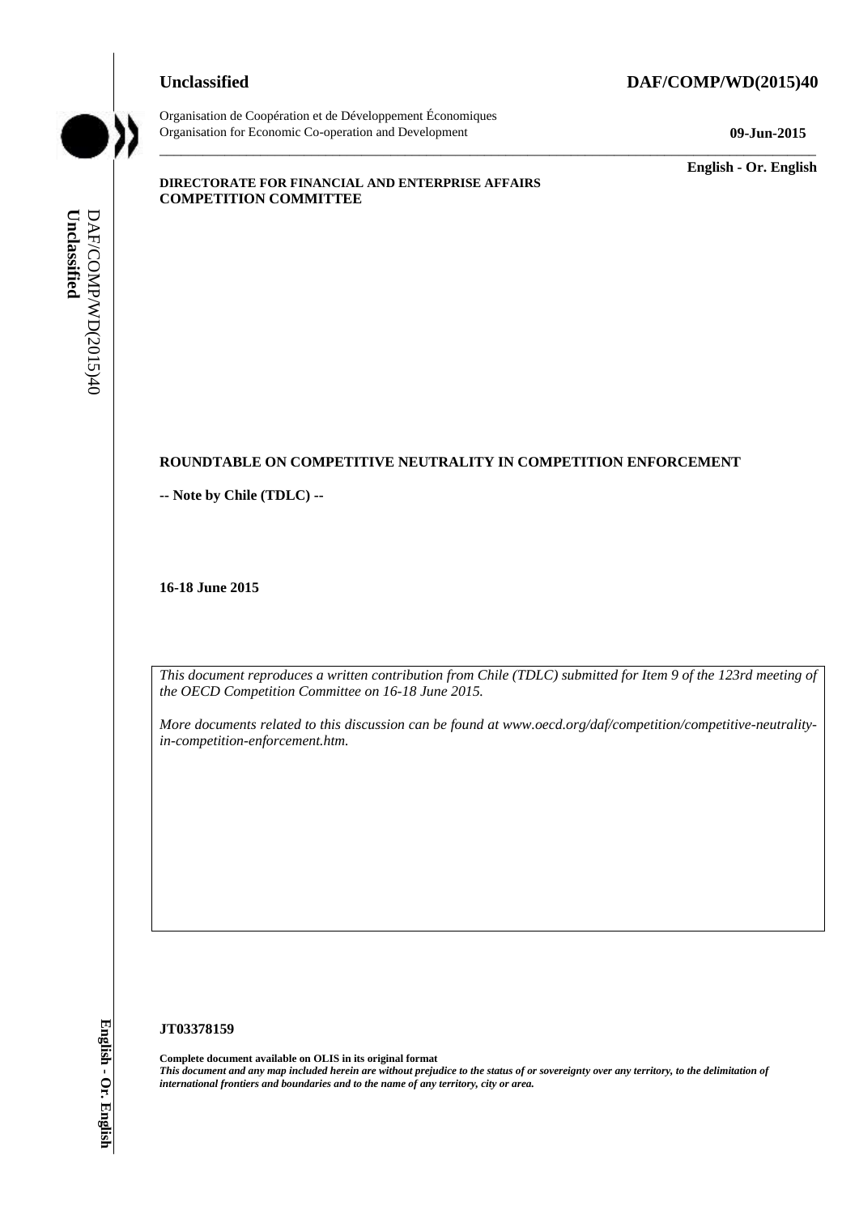**Unclassified** **DAF/COMP/WD(2015)40**

Organisation de Coopération et de Développement Économiques
Organisation for Economic Co-operation and Development **09-Jun-2015**

**English - Or. English**

**DIRECTORATE FOR FINANCIAL AND ENTERPRISE AFFAIRS**
**COMPETITION COMMITTEE**

# ROUNDTABLE ON COMPETITIVE NEUTRALITY IN COMPETITION ENFORCEMENT

**-- Note by Chile (TDLC) --**

**16-18 June 2015**

*This document reproduces a written contribution from Chile (TDLC) submitted for Item 9 of the 123rd meeting of the OECD Competition Committee on 16-18 June 2015.*

*More documents related to this discussion can be found at www.oecd.org/daf/competition/competitive-neutrality-in-competition-enforcement.htm.*

**JT03378159**

**Complete document available on OLIS in its original format**
***This document and any map included herein are without prejudice to the status of or sovereignty over any territory, to the delimitation of international frontiers and boundaries and to the name of any territory, city or area.***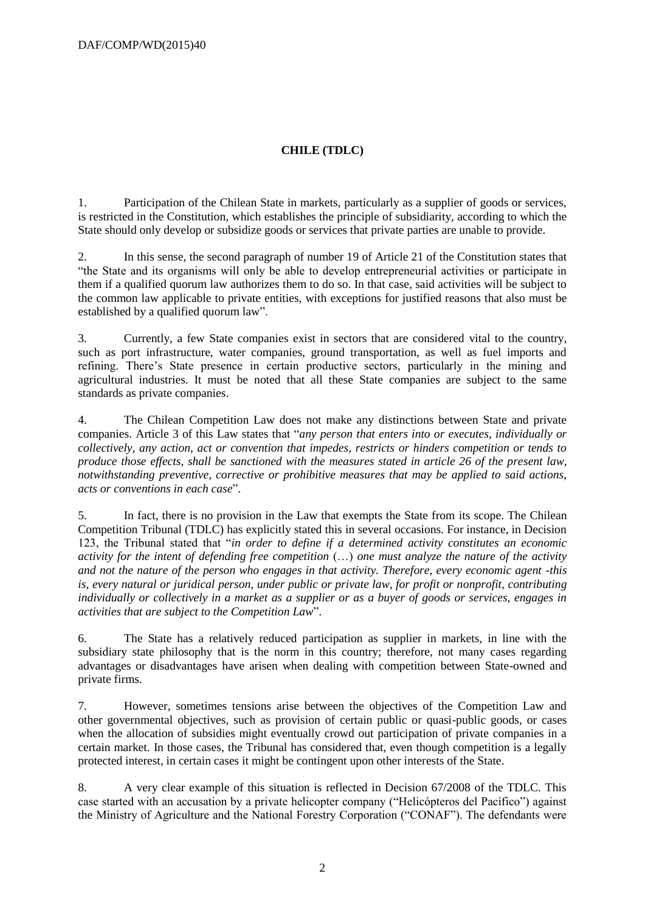## CHILE (TDLC)

1. Participation of the Chilean State in markets, particularly as a supplier of goods or services, is restricted in the Constitution, which establishes the principle of subsidiarity, according to which the State should only develop or subsidize goods or services that private parties are unable to provide.

2. In this sense, the second paragraph of number 19 of Article 21 of the Constitution states that "the State and its organisms will only be able to develop entrepreneurial activities or participate in them if a qualified quorum law authorizes them to do so. In that case, said activities will be subject to the common law applicable to private entities, with exceptions for justified reasons that also must be established by a qualified quorum law".

3. Currently, a few State companies exist in sectors that are considered vital to the country, such as port infrastructure, water companies, ground transportation, as well as fuel imports and refining. There's State presence in certain productive sectors, particularly in the mining and agricultural industries. It must be noted that all these State companies are subject to the same standards as private companies.

4. The Chilean Competition Law does not make any distinctions between State and private companies. Article 3 of this Law states that "*any person that enters into or executes, individually or collectively, any action, act or convention that impedes, restricts or hinders competition or tends to produce those effects, shall be sanctioned with the measures stated in article 26 of the present law, notwithstanding preventive, corrective or prohibitive measures that may be applied to said actions, acts or conventions in each case*".

5. In fact, there is no provision in the Law that exempts the State from its scope. The Chilean Competition Tribunal (TDLC) has explicitly stated this in several occasions. For instance, in Decision 123, the Tribunal stated that "*in order to define if a determined activity constitutes an economic activity for the intent of defending free competition* (…) *one must analyze the nature of the activity and not the nature of the person who engages in that activity. Therefore, every economic agent -this is, every natural or juridical person, under public or private law, for profit or nonprofit, contributing individually or collectively in a market as a supplier or as a buyer of goods or services, engages in activities that are subject to the Competition Law*".

6. The State has a relatively reduced participation as supplier in markets, in line with the subsidiary state philosophy that is the norm in this country; therefore, not many cases regarding advantages or disadvantages have arisen when dealing with competition between State-owned and private firms.

7. However, sometimes tensions arise between the objectives of the Competition Law and other governmental objectives, such as provision of certain public or quasi-public goods, or cases when the allocation of subsidies might eventually crowd out participation of private companies in a certain market. In those cases, the Tribunal has considered that, even though competition is a legally protected interest, in certain cases it might be contingent upon other interests of the State.

8. A very clear example of this situation is reflected in Decision 67/2008 of the TDLC. This case started with an accusation by a private helicopter company ("Helicópteros del Pacífico") against the Ministry of Agriculture and the National Forestry Corporation ("CONAF"). The defendants were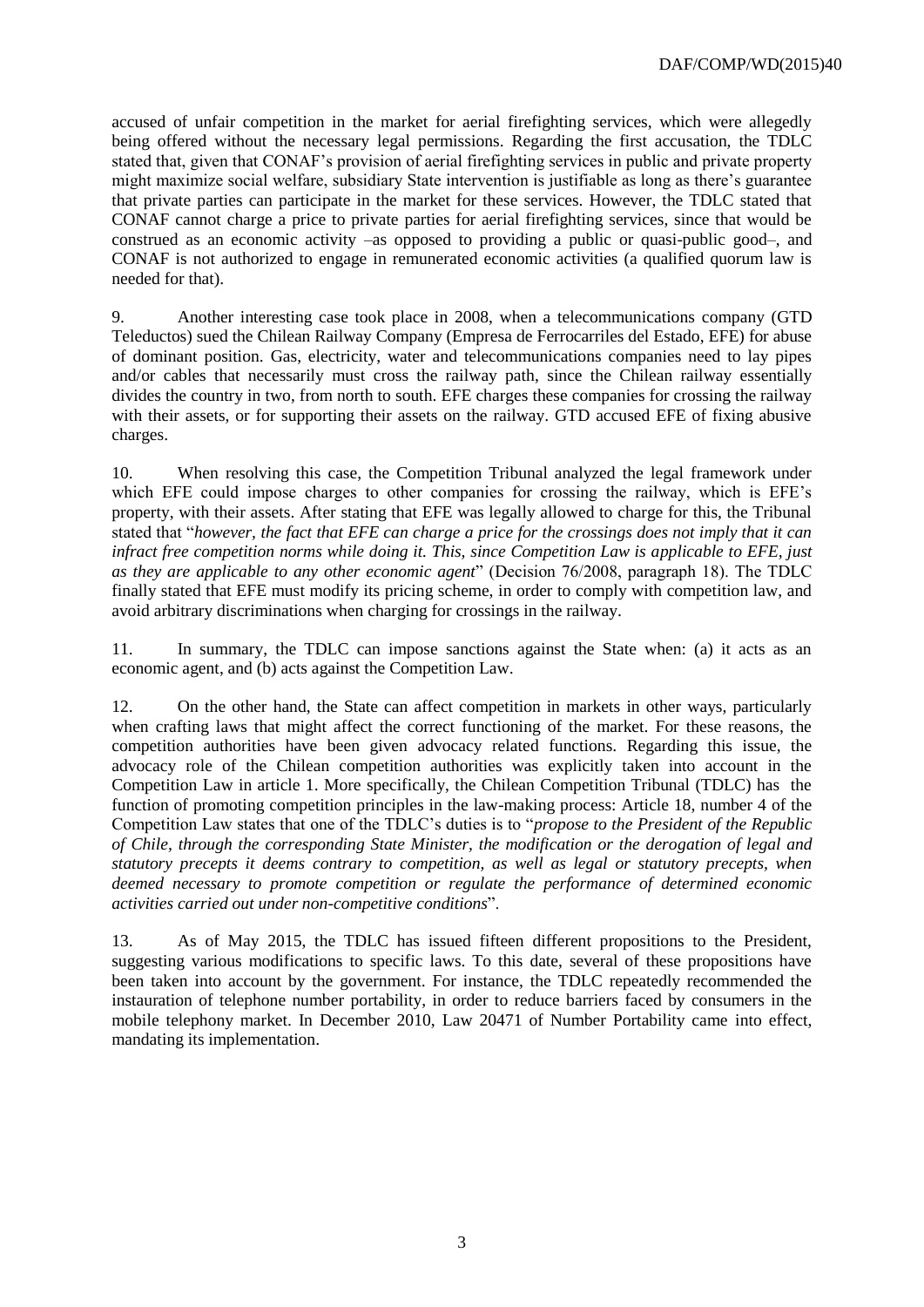accused of unfair competition in the market for aerial firefighting services, which were allegedly being offered without the necessary legal permissions. Regarding the first accusation, the TDLC stated that, given that CONAF's provision of aerial firefighting services in public and private property might maximize social welfare, subsidiary State intervention is justifiable as long as there's guarantee that private parties can participate in the market for these services. However, the TDLC stated that CONAF cannot charge a price to private parties for aerial firefighting services, since that would be construed as an economic activity –as opposed to providing a public or quasi-public good–, and CONAF is not authorized to engage in remunerated economic activities (a qualified quorum law is needed for that).

9. Another interesting case took place in 2008, when a telecommunications company (GTD Teleductos) sued the Chilean Railway Company (Empresa de Ferrocarriles del Estado, EFE) for abuse of dominant position. Gas, electricity, water and telecommunications companies need to lay pipes and/or cables that necessarily must cross the railway path, since the Chilean railway essentially divides the country in two, from north to south. EFE charges these companies for crossing the railway with their assets, or for supporting their assets on the railway. GTD accused EFE of fixing abusive charges.

10. When resolving this case, the Competition Tribunal analyzed the legal framework under which EFE could impose charges to other companies for crossing the railway, which is EFE's property, with their assets. After stating that EFE was legally allowed to charge for this, the Tribunal stated that "*however, the fact that EFE can charge a price for the crossings does not imply that it can infract free competition norms while doing it. This, since Competition Law is applicable to EFE, just as they are applicable to any other economic agent*" (Decision 76/2008, paragraph 18). The TDLC finally stated that EFE must modify its pricing scheme, in order to comply with competition law, and avoid arbitrary discriminations when charging for crossings in the railway.

11. In summary, the TDLC can impose sanctions against the State when: (a) it acts as an economic agent, and (b) acts against the Competition Law.

12. On the other hand, the State can affect competition in markets in other ways, particularly when crafting laws that might affect the correct functioning of the market. For these reasons, the competition authorities have been given advocacy related functions. Regarding this issue, the advocacy role of the Chilean competition authorities was explicitly taken into account in the Competition Law in article 1. More specifically, the Chilean Competition Tribunal (TDLC) has the function of promoting competition principles in the law-making process: Article 18, number 4 of the Competition Law states that one of the TDLC's duties is to "*propose to the President of the Republic of Chile, through the corresponding State Minister, the modification or the derogation of legal and statutory precepts it deems contrary to competition, as well as legal or statutory precepts, when deemed necessary to promote competition or regulate the performance of determined economic activities carried out under non-competitive conditions*".

13. As of May 2015, the TDLC has issued fifteen different propositions to the President, suggesting various modifications to specific laws. To this date, several of these propositions have been taken into account by the government. For instance, the TDLC repeatedly recommended the instauration of telephone number portability, in order to reduce barriers faced by consumers in the mobile telephony market. In December 2010, Law 20471 of Number Portability came into effect, mandating its implementation.